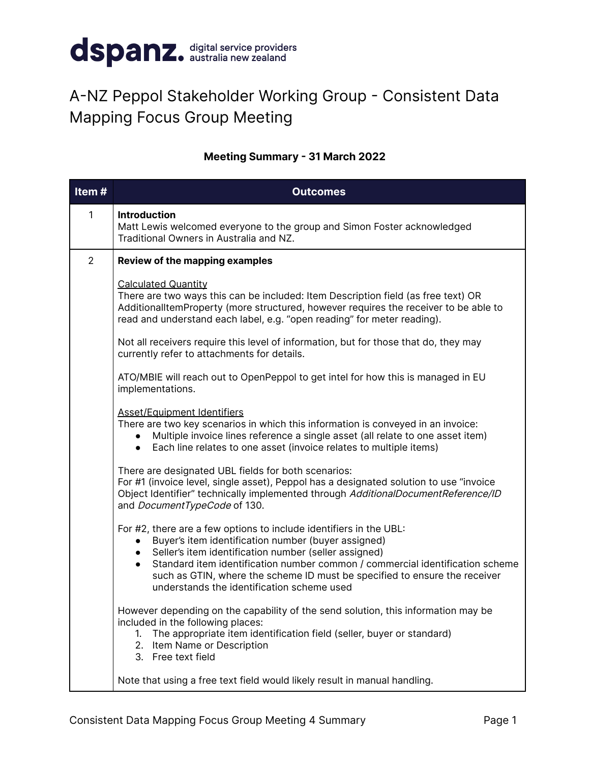dspanz. digital service providers australia new zealand

# A-NZ Peppol Stakeholder Working Group - Consistent Data Mapping Focus Group Meeting

**Meeting Summary - 31 March 2022**

| Item # | Outcomes |
|---|---|
| 1 | **Introduction**<br>Matt Lewis welcomed everyone to the group and Simon Foster acknowledged Traditional Owners in Australia and NZ. |
| 2 | **Review of the mapping examples**<br><br><u>Calculated Quantity</u><br>There are two ways this can be included: Item Description field (as free text) OR AdditionalItemProperty (more structured, however requires the receiver to be able to read and understand each label, e.g. "open reading" for meter reading).<br><br>Not all receivers require this level of information, but for those that do, they may currently refer to attachments for details.<br><br>ATO/MBIE will reach out to OpenPeppol to get intel for how this is managed in EU implementations.<br><br><u>Asset/Equipment Identifiers</u><br>There are two key scenarios in which this information is conveyed in an invoice:<br>• Multiple invoice lines reference a single asset (all relate to one asset item)<br>• Each line relates to one asset (invoice relates to multiple items)<br><br>There are designated UBL fields for both scenarios:<br>For #1 (invoice level, single asset), Peppol has a designated solution to use "invoice Object Identifier" technically implemented through *AdditionalDocumentReference/ID* and *DocumentTypeCode* of 130.<br><br>For #2, there are a few options to include identifiers in the UBL:<br>• Buyer's item identification number (buyer assigned)<br>• Seller's item identification number (seller assigned)<br>• Standard item identification number common / commercial identification scheme such as GTIN, where the scheme ID must be specified to ensure the receiver understands the identification scheme used<br><br>However depending on the capability of the send solution, this information may be included in the following places:<br>1. The appropriate item identification field (seller, buyer or standard)<br>2. Item Name or Description<br>3. Free text field<br><br>Note that using a free text field would likely result in manual handling. |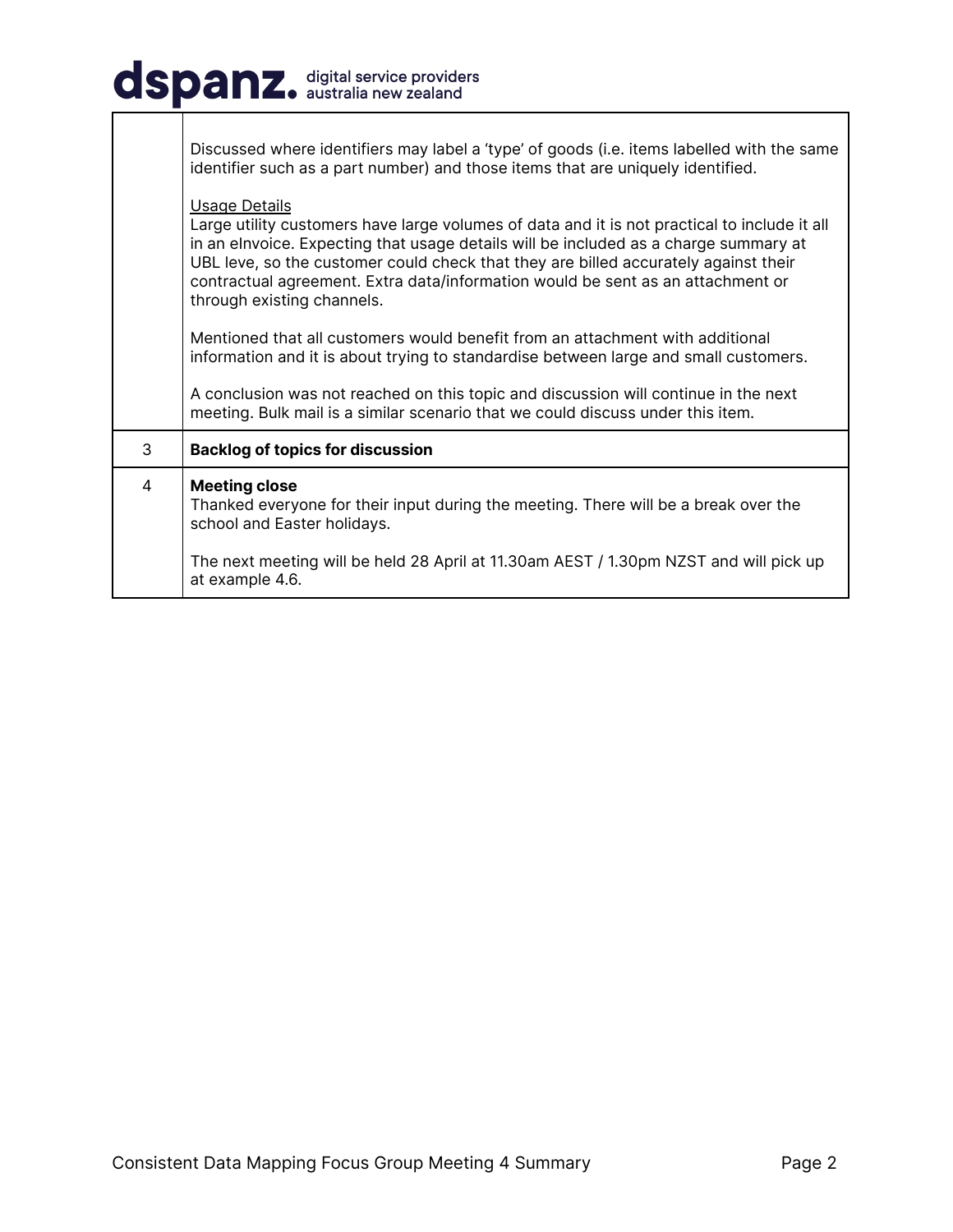| | |
|---|---|
| | Discussed where identifiers may label a 'type' of goods (i.e. items labelled with the same identifier such as a part number) and those items that are uniquely identified.<br><br><u>Usage Details</u><br>Large utility customers have large volumes of data and it is not practical to include it all in an eInvoice. Expecting that usage details will be included as a charge summary at UBL leve, so the customer could check that they are billed accurately against their contractual agreement. Extra data/information would be sent as an attachment or through existing channels.<br><br>Mentioned that all customers would benefit from an attachment with additional information and it is about trying to standardise between large and small customers.<br><br>A conclusion was not reached on this topic and discussion will continue in the next meeting. Bulk mail is a similar scenario that we could discuss under this item. |
| 3 | **Backlog of topics for discussion** |
| 4 | **Meeting close**<br>Thanked everyone for their input during the meeting. There will be a break over the school and Easter holidays.<br><br>The next meeting will be held 28 April at 11.30am AEST / 1.30pm NZST and will pick up at example 4.6. |